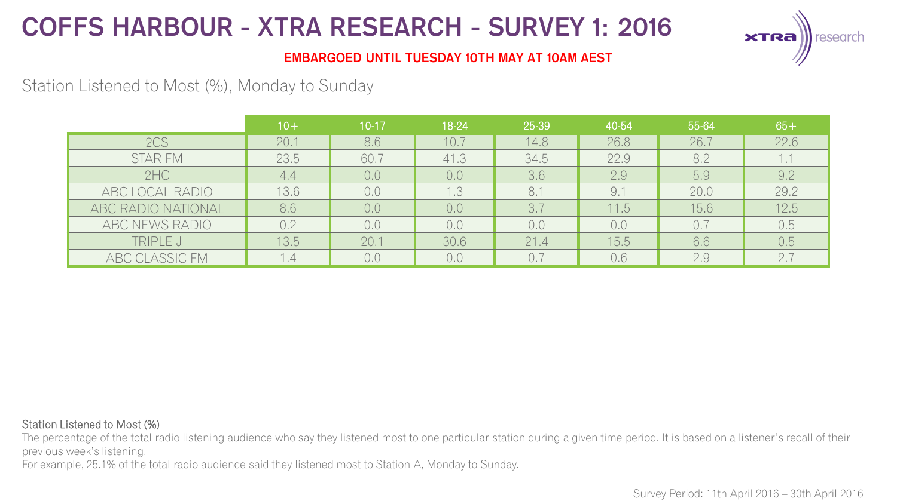# COFFS HARBOUR - XTRA RESEARCH - SURVEY 1: 2016

**EMBARGOED UNTIL TUESDAY 10TH MAY AT 10AM AEST**

## Station Listened to Most (%), Monday to Sunday

| | 10+ | 10-17 | 18-24 | 25-39 | 40-54 | 55-64 | 65+ |
|---|---|---|---|---|---|---|---|
| 2CS | 20.1 | 8.6 | 10.7 | 14.8 | 26.8 | 26.7 | 22.6 |
| STAR FM | 23.5 | 60.7 | 41.3 | 34.5 | 22.9 | 8.2 | 1.1 |
| 2HC | 4.4 | 0.0 | 0.0 | 3.6 | 2.9 | 5.9 | 9.2 |
| ABC LOCAL RADIO | 13.6 | 0.0 | 1.3 | 8.1 | 9.1 | 20.0 | 29.2 |
| ABC RADIO NATIONAL | 8.6 | 0.0 | 0.0 | 3.7 | 11.5 | 15.6 | 12.5 |
| ABC NEWS RADIO | 0.2 | 0.0 | 0.0 | 0.0 | 0.0 | 0.7 | 0.5 |
| TRIPLE J | 13.5 | 20.1 | 30.6 | 21.4 | 15.5 | 6.6 | 0.5 |
| ABC CLASSIC FM | 1.4 | 0.0 | 0.0 | 0.7 | 0.6 | 2.9 | 2.7 |

Station Listened to Most (%)

The percentage of the total radio listening audience who say they listened most to one particular station during a given time period. It is based on a listener's recall of their previous week's listening.

For example, 25.1% of the total radio audience said they listened most to Station A, Monday to Sunday.

Survey Period: 11th April 2016 – 30th April 2016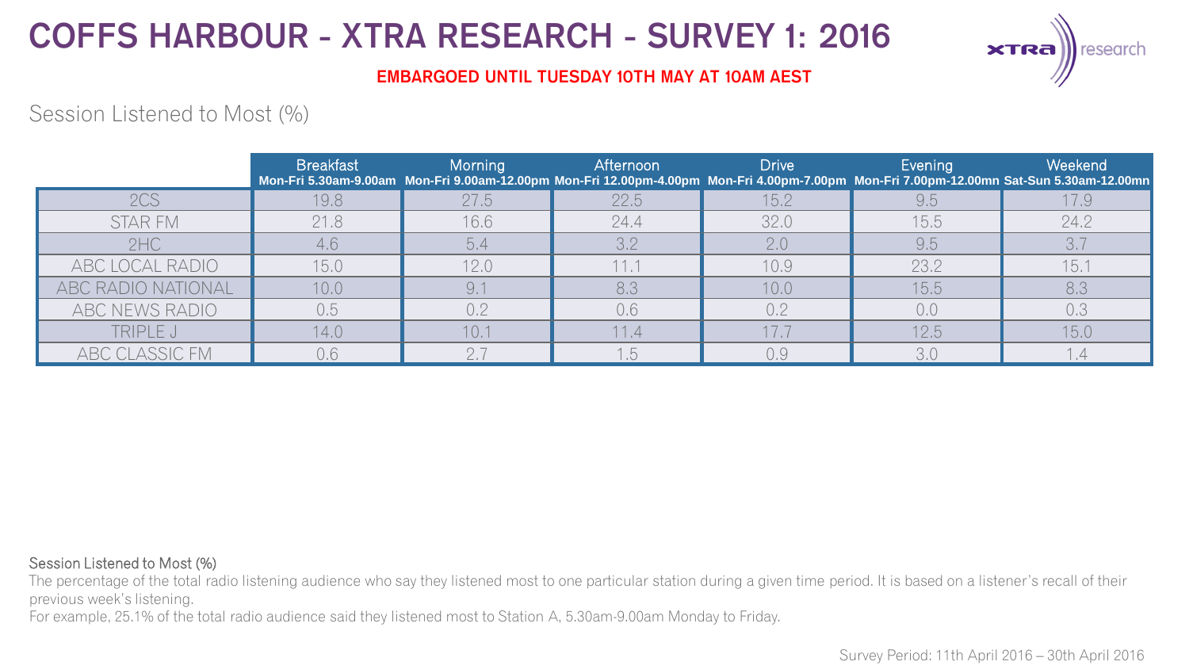# COFFS HARBOUR - XTRA RESEARCH - SURVEY 1: 2016

**EMBARGOED UNTIL TUESDAY 10TH MAY AT 10AM AEST**

## Session Listened to Most (%)

| | Breakfast Mon-Fri 5.30am-9.00am | Morning Mon-Fri 9.00am-12.00pm | Afternoon Mon-Fri 12.00pm-4.00pm | Drive Mon-Fri 4.00pm-7.00pm | Evening Mon-Fri 7.00pm-12.00mn | Weekend Sat-Sun 5.30am-12.00mn |
|---|---|---|---|---|---|---|
| 2CS | 19.8 | 27.5 | 22.5 | 15.2 | 9.5 | 17.9 |
| STAR FM | 21.8 | 16.6 | 24.4 | 32.0 | 15.5 | 24.2 |
| 2HC | 4.6 | 5.4 | 3.2 | 2.0 | 9.5 | 3.7 |
| ABC LOCAL RADIO | 15.0 | 12.0 | 11.1 | 10.9 | 23.2 | 15.1 |
| ABC RADIO NATIONAL | 10.0 | 9.1 | 8.3 | 10.0 | 15.5 | 8.3 |
| ABC NEWS RADIO | 0.5 | 0.2 | 0.6 | 0.2 | 0.0 | 0.3 |
| TRIPLE J | 14.0 | 10.1 | 11.4 | 17.7 | 12.5 | 15.0 |
| ABC CLASSIC FM | 0.6 | 2.7 | 1.5 | 0.9 | 3.0 | 1.4 |

Session Listened to Most (%)

The percentage of the total radio listening audience who say they listened most to one particular station during a given time period. It is based on a listener's recall of their previous week's listening.

For example, 25.1% of the total radio audience said they listened most to Station A, 5.30am-9.00am Monday to Friday.

Survey Period: 11th April 2016 – 30th April 2016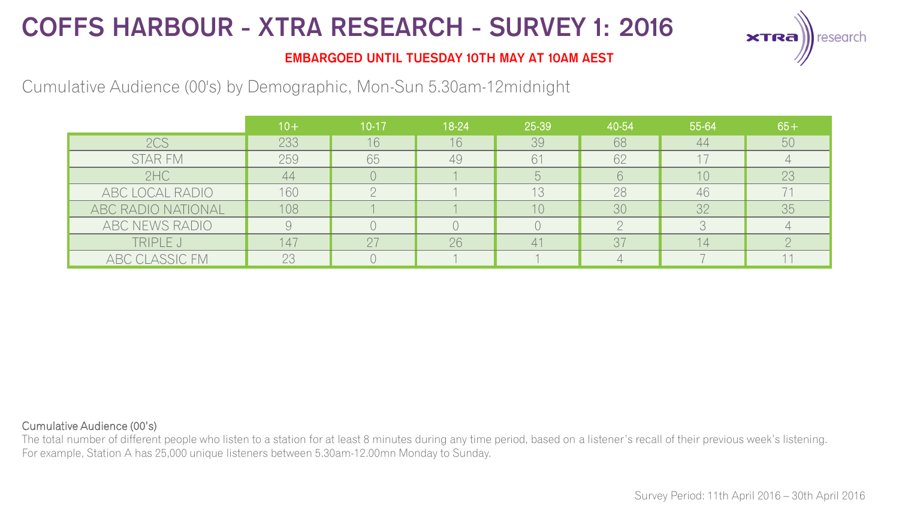# COFFS HARBOUR - XTRA RESEARCH - SURVEY 1: 2016

**EMBARGOED UNTIL TUESDAY 10TH MAY AT 10AM AEST**

Cumulative Audience (00's) by Demographic, Mon-Sun 5.30am-12midnight

| | 10+ | 10-17 | 18-24 | 25-39 | 40-54 | 55-64 | 65+ |
|---|---|---|---|---|---|---|---|
| 2CS | 233 | 16 | 16 | 39 | 68 | 44 | 50 |
| STAR FM | 259 | 65 | 49 | 61 | 62 | 17 | 4 |
| 2HC | 44 | 0 | 1 | 5 | 6 | 10 | 23 |
| ABC LOCAL RADIO | 160 | 2 | 1 | 13 | 28 | 46 | 71 |
| ABC RADIO NATIONAL | 108 | 1 | 1 | 10 | 30 | 32 | 35 |
| ABC NEWS RADIO | 9 | 0 | 0 | 0 | 2 | 3 | 4 |
| TRIPLE J | 147 | 27 | 26 | 41 | 37 | 14 | 2 |
| ABC CLASSIC FM | 23 | 0 | 1 | 1 | 4 | 7 | 11 |

Cumulative Audience (00's)

The total number of different people who listen to a station for at least 8 minutes during any time period, based on a listener's recall of their previous week's listening. For example, Station A has 25,000 unique listeners between 5.30am-12.00mn Monday to Sunday.

Survey Period: 11th April 2016 – 30th April 2016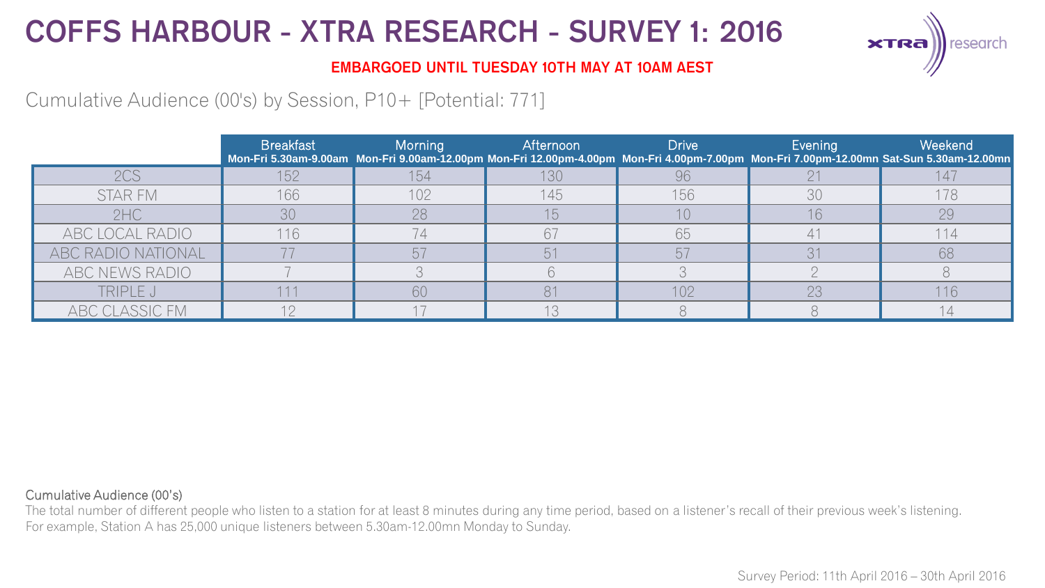# COFFS HARBOUR - XTRA RESEARCH - SURVEY 1: 2016

**EMBARGOED UNTIL TUESDAY 10TH MAY AT 10AM AEST**

Cumulative Audience (00's) by Session, P10+ [Potential: 771]

| | Breakfast Mon-Fri 5.30am-9.00am | Morning Mon-Fri 9.00am-12.00pm | Afternoon Mon-Fri 12.00pm-4.00pm | Drive Mon-Fri 4.00pm-7.00pm | Evening Mon-Fri 7.00pm-12.00mn | Weekend Sat-Sun 5.30am-12.00mn |
|---|---|---|---|---|---|---|
| 2CS | 152 | 154 | 130 | 96 | 21 | 147 |
| STAR FM | 166 | 102 | 145 | 156 | 30 | 178 |
| 2HC | 30 | 28 | 15 | 10 | 16 | 29 |
| ABC LOCAL RADIO | 116 | 74 | 67 | 65 | 41 | 114 |
| ABC RADIO NATIONAL | 77 | 57 | 51 | 57 | 31 | 68 |
| ABC NEWS RADIO | 7 | 3 | 6 | 3 | 2 | 8 |
| TRIPLE J | 111 | 60 | 81 | 102 | 23 | 116 |
| ABC CLASSIC FM | 12 | 17 | 13 | 8 | 8 | 14 |

Cumulative Audience (00's)

The total number of different people who listen to a station for at least 8 minutes during any time period, based on a listener's recall of their previous week's listening.
For example, Station A has 25,000 unique listeners between 5.30am-12.00mn Monday to Sunday.

Survey Period: 11th April 2016 – 30th April 2016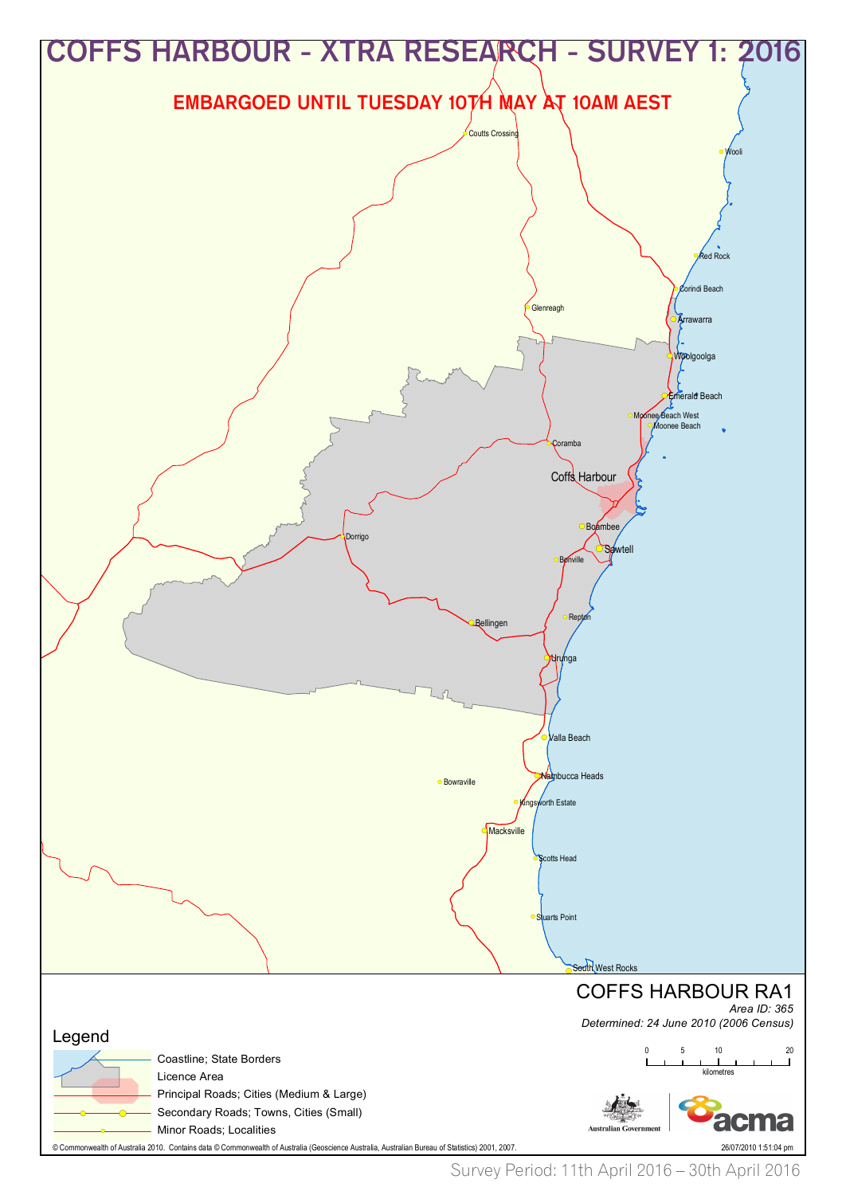# COFFS HARBOUR - XTRA RESEARCH - SURVEY 1: 2016

**EMBARGOED UNTIL TUESDAY 10TH MAY AT 10AM AEST**

Coutts Crossing
Wooli
Red Rock
Corindi Beach
Glenreagh
Arrawarra
Woolgoolga
Emerald Beach
Moonee Beach West
Moonee Beach
Coramba
Coffs Harbour
Boambee
Dorrigo
Sawtell
Bonville
Repton
Bellingen
Urunga
Valla Beach
Nambucca Heads
Bowraville
Kingsworth Estate
Macksville
Scotts Head
Stuarts Point
South West Rocks

## COFFS HARBOUR RA1

*Area ID: 365*

*Determined: 24 June 2010 (2006 Census)*

0 5 10 20
kilometres

### Legend

- Coastline; State Borders
- Licence Area
- Principal Roads; Cities (Medium & Large)
- Secondary Roads; Towns, Cities (Small)
- Minor Roads; Localities

Australian Government

acma

© Commonwealth of Australia 2010. Contains data © Commonwealth of Australia (Geoscience Australia, Australian Bureau of Statistics) 2001, 2007.

26/07/2010 1:51:04 pm

Survey Period: 11th April 2016 – 30th April 2016